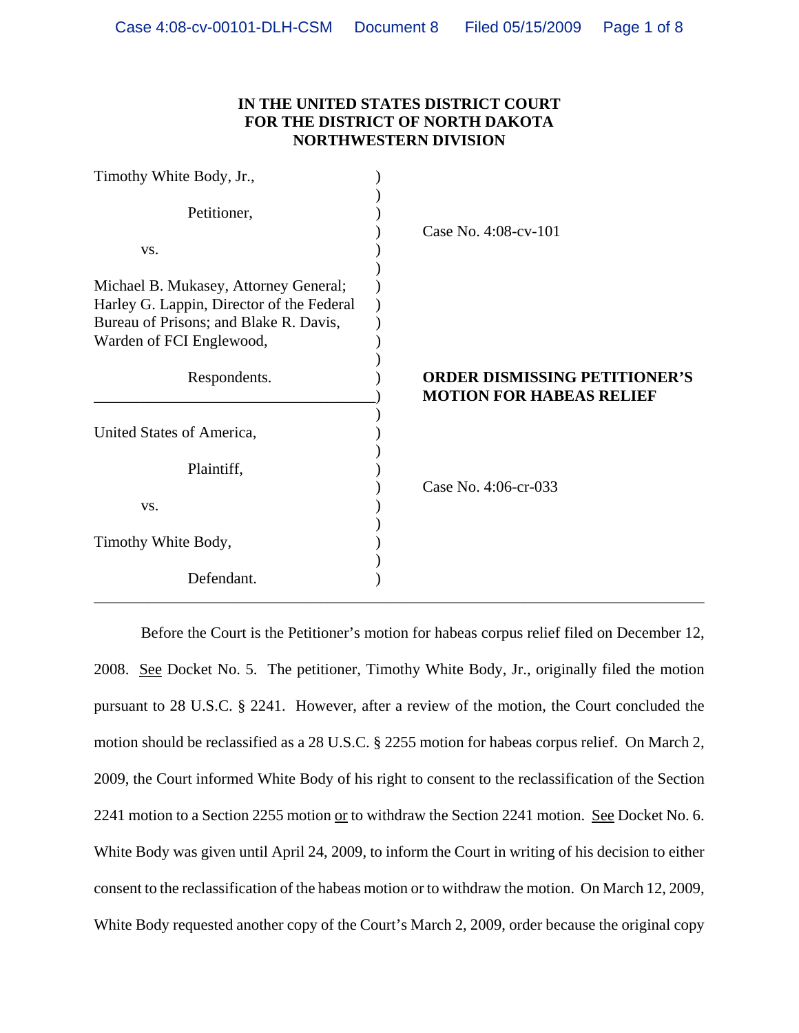**IN THE UNITED STATES DISTRICT COURT**
**FOR THE DISTRICT OF NORTH DAKOTA**
**NORTHWESTERN DIVISION**

| | |
|---|---|
| Timothy White Body, Jr.,<br><br>Petitioner,<br><br>vs.<br><br>Michael B. Mukasey, Attorney General; Harley G. Lappin, Director of the Federal Bureau of Prisons; and Blake R. Davis, Warden of FCI Englewood,<br><br>Respondents. | Case No. 4:08-cv-101<br><br>**ORDER DISMISSING PETITIONER'S MOTION FOR HABEAS RELIEF** |
| United States of America,<br><br>Plaintiff,<br><br>vs.<br><br>Timothy White Body,<br><br>Defendant. | Case No. 4:06-cr-033 |

Before the Court is the Petitioner's motion for habeas corpus relief filed on December 12, 2008. See Docket No. 5. The petitioner, Timothy White Body, Jr., originally filed the motion pursuant to 28 U.S.C. § 2241. However, after a review of the motion, the Court concluded the motion should be reclassified as a 28 U.S.C. § 2255 motion for habeas corpus relief. On March 2, 2009, the Court informed White Body of his right to consent to the reclassification of the Section 2241 motion to a Section 2255 motion or to withdraw the Section 2241 motion. See Docket No. 6. White Body was given until April 24, 2009, to inform the Court in writing of his decision to either consent to the reclassification of the habeas motion or to withdraw the motion. On March 12, 2009, White Body requested another copy of the Court's March 2, 2009, order because the original copy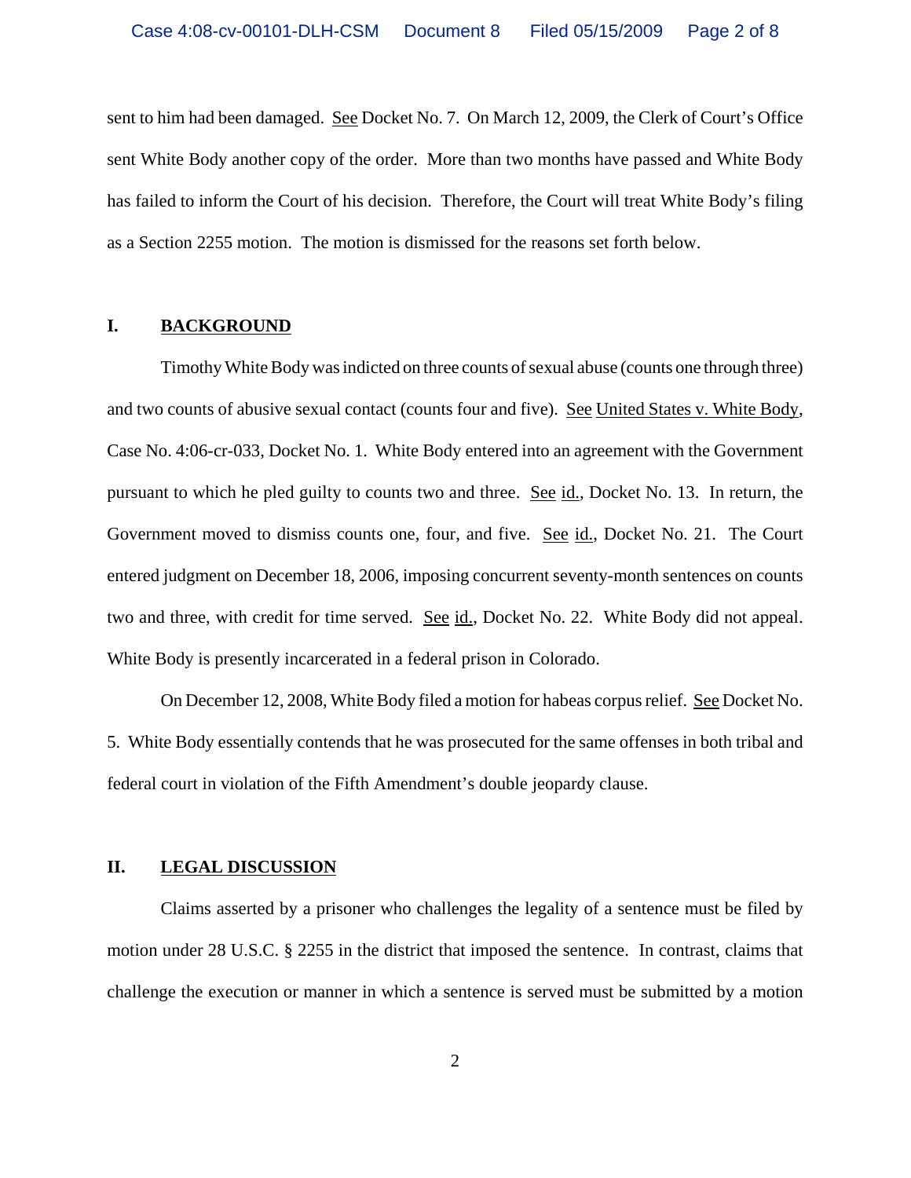sent to him had been damaged. See Docket No. 7. On March 12, 2009, the Clerk of Court's Office sent White Body another copy of the order. More than two months have passed and White Body has failed to inform the Court of his decision. Therefore, the Court will treat White Body's filing as a Section 2255 motion. The motion is dismissed for the reasons set forth below.

## I. BACKGROUND

Timothy White Body was indicted on three counts of sexual abuse (counts one through three) and two counts of abusive sexual contact (counts four and five). See United States v. White Body, Case No. 4:06-cr-033, Docket No. 1. White Body entered into an agreement with the Government pursuant to which he pled guilty to counts two and three. See id., Docket No. 13. In return, the Government moved to dismiss counts one, four, and five. See id., Docket No. 21. The Court entered judgment on December 18, 2006, imposing concurrent seventy-month sentences on counts two and three, with credit for time served. See id., Docket No. 22. White Body did not appeal. White Body is presently incarcerated in a federal prison in Colorado.

On December 12, 2008, White Body filed a motion for habeas corpus relief. See Docket No. 5. White Body essentially contends that he was prosecuted for the same offenses in both tribal and federal court in violation of the Fifth Amendment's double jeopardy clause.

## II. LEGAL DISCUSSION

Claims asserted by a prisoner who challenges the legality of a sentence must be filed by motion under 28 U.S.C. § 2255 in the district that imposed the sentence. In contrast, claims that challenge the execution or manner in which a sentence is served must be submitted by a motion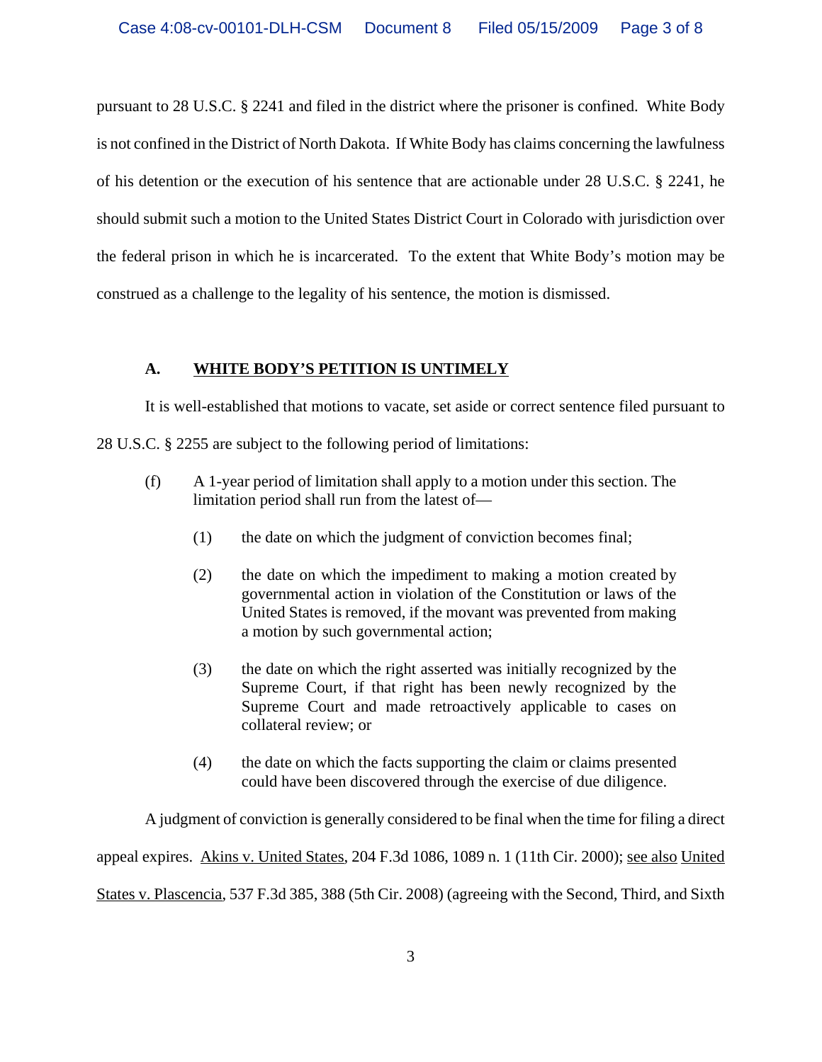pursuant to 28 U.S.C. § 2241 and filed in the district where the prisoner is confined. White Body is not confined in the District of North Dakota. If White Body has claims concerning the lawfulness of his detention or the execution of his sentence that are actionable under 28 U.S.C. § 2241, he should submit such a motion to the United States District Court in Colorado with jurisdiction over the federal prison in which he is incarcerated. To the extent that White Body's motion may be construed as a challenge to the legality of his sentence, the motion is dismissed.

### A. WHITE BODY'S PETITION IS UNTIMELY

It is well-established that motions to vacate, set aside or correct sentence filed pursuant to 28 U.S.C. § 2255 are subject to the following period of limitations:

> (f) A 1-year period of limitation shall apply to a motion under this section. The limitation period shall run from the latest of—
>
> (1) the date on which the judgment of conviction becomes final;
>
> (2) the date on which the impediment to making a motion created by governmental action in violation of the Constitution or laws of the United States is removed, if the movant was prevented from making a motion by such governmental action;
>
> (3) the date on which the right asserted was initially recognized by the Supreme Court, if that right has been newly recognized by the Supreme Court and made retroactively applicable to cases on collateral review; or
>
> (4) the date on which the facts supporting the claim or claims presented could have been discovered through the exercise of due diligence.

A judgment of conviction is generally considered to be final when the time for filing a direct appeal expires. Akins v. United States, 204 F.3d 1086, 1089 n. 1 (11th Cir. 2000); see also United States v. Plascencia, 537 F.3d 385, 388 (5th Cir. 2008) (agreeing with the Second, Third, and Sixth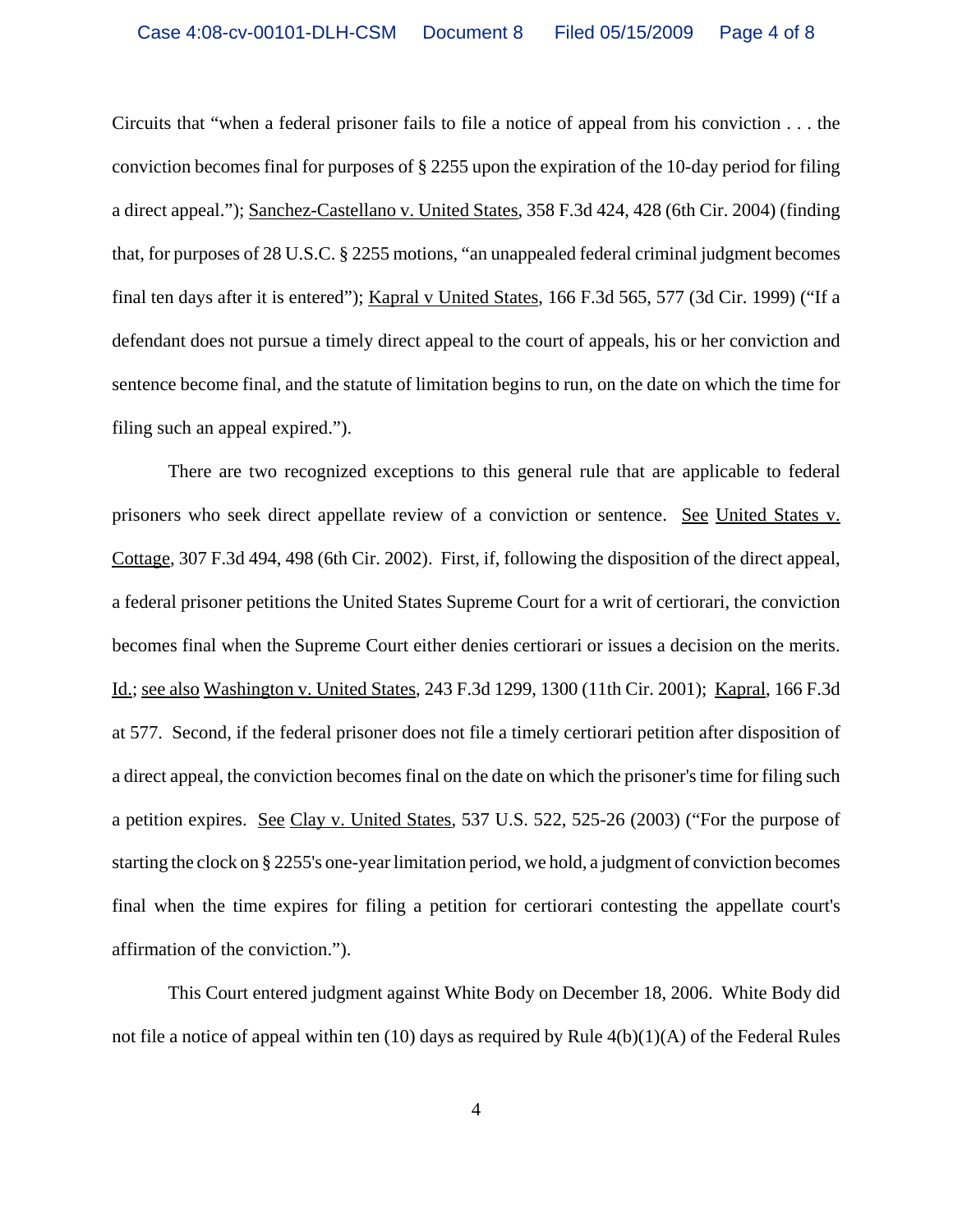Circuits that "when a federal prisoner fails to file a notice of appeal from his conviction . . . the conviction becomes final for purposes of § 2255 upon the expiration of the 10-day period for filing a direct appeal."); Sanchez-Castellano v. United States, 358 F.3d 424, 428 (6th Cir. 2004) (finding that, for purposes of 28 U.S.C. § 2255 motions, "an unappealed federal criminal judgment becomes final ten days after it is entered"); Kapral v United States, 166 F.3d 565, 577 (3d Cir. 1999) ("If a defendant does not pursue a timely direct appeal to the court of appeals, his or her conviction and sentence become final, and the statute of limitation begins to run, on the date on which the time for filing such an appeal expired.").

There are two recognized exceptions to this general rule that are applicable to federal prisoners who seek direct appellate review of a conviction or sentence. See United States v. Cottage, 307 F.3d 494, 498 (6th Cir. 2002). First, if, following the disposition of the direct appeal, a federal prisoner petitions the United States Supreme Court for a writ of certiorari, the conviction becomes final when the Supreme Court either denies certiorari or issues a decision on the merits. Id.; see also Washington v. United States, 243 F.3d 1299, 1300 (11th Cir. 2001); Kapral, 166 F.3d at 577. Second, if the federal prisoner does not file a timely certiorari petition after disposition of a direct appeal, the conviction becomes final on the date on which the prisoner's time for filing such a petition expires. See Clay v. United States, 537 U.S. 522, 525-26 (2003) ("For the purpose of starting the clock on § 2255's one-year limitation period, we hold, a judgment of conviction becomes final when the time expires for filing a petition for certiorari contesting the appellate court's affirmation of the conviction.").

This Court entered judgment against White Body on December 18, 2006. White Body did not file a notice of appeal within ten (10) days as required by Rule 4(b)(1)(A) of the Federal Rules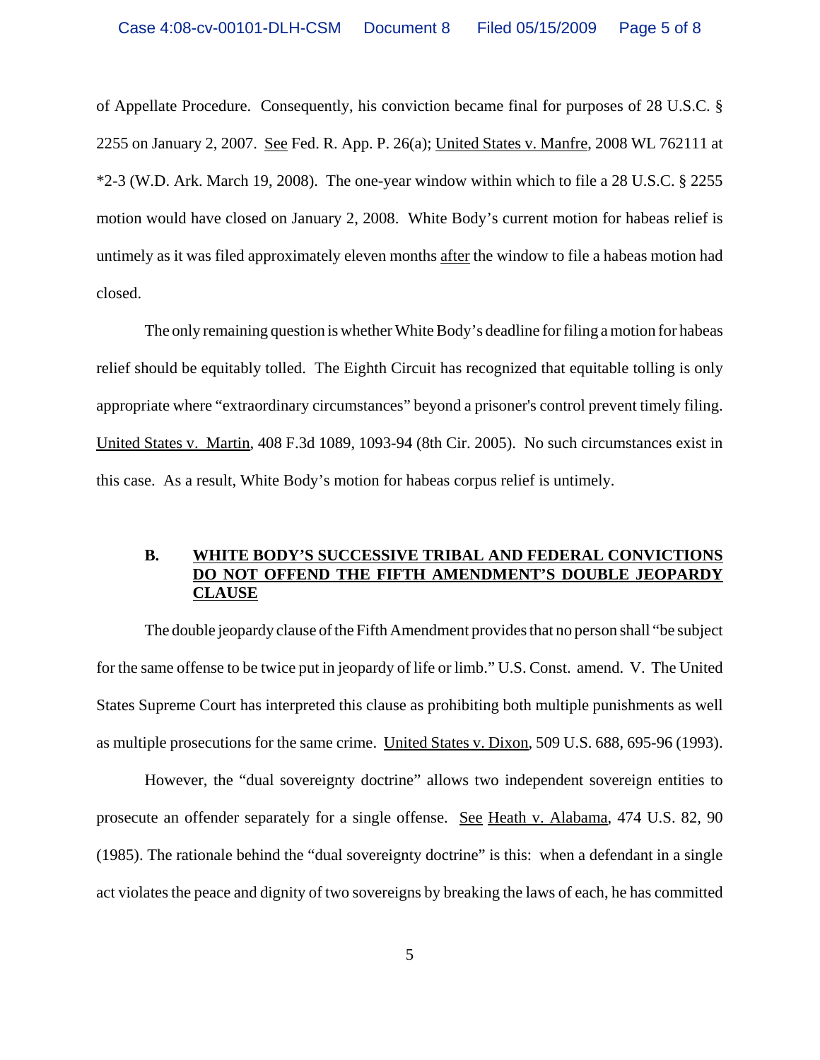of Appellate Procedure. Consequently, his conviction became final for purposes of 28 U.S.C. § 2255 on January 2, 2007. See Fed. R. App. P. 26(a); United States v. Manfre, 2008 WL 762111 at *2-3 (W.D. Ark. March 19, 2008). The one-year window within which to file a 28 U.S.C. § 2255 motion would have closed on January 2, 2008. White Body's current motion for habeas relief is untimely as it was filed approximately eleven months after the window to file a habeas motion had closed.

The only remaining question is whether White Body's deadline for filing a motion for habeas relief should be equitably tolled. The Eighth Circuit has recognized that equitable tolling is only appropriate where "extraordinary circumstances" beyond a prisoner's control prevent timely filing. United States v. Martin, 408 F.3d 1089, 1093-94 (8th Cir. 2005). No such circumstances exist in this case. As a result, White Body's motion for habeas corpus relief is untimely.

### B. WHITE BODY'S SUCCESSIVE TRIBAL AND FEDERAL CONVICTIONS DO NOT OFFEND THE FIFTH AMENDMENT'S DOUBLE JEOPARDY CLAUSE

The double jeopardy clause of the Fifth Amendment provides that no person shall "be subject for the same offense to be twice put in jeopardy of life or limb." U.S. Const. amend. V. The United States Supreme Court has interpreted this clause as prohibiting both multiple punishments as well as multiple prosecutions for the same crime. United States v. Dixon, 509 U.S. 688, 695-96 (1993).

However, the "dual sovereignty doctrine" allows two independent sovereign entities to prosecute an offender separately for a single offense. See Heath v. Alabama, 474 U.S. 82, 90 (1985). The rationale behind the "dual sovereignty doctrine" is this: when a defendant in a single act violates the peace and dignity of two sovereigns by breaking the laws of each, he has committed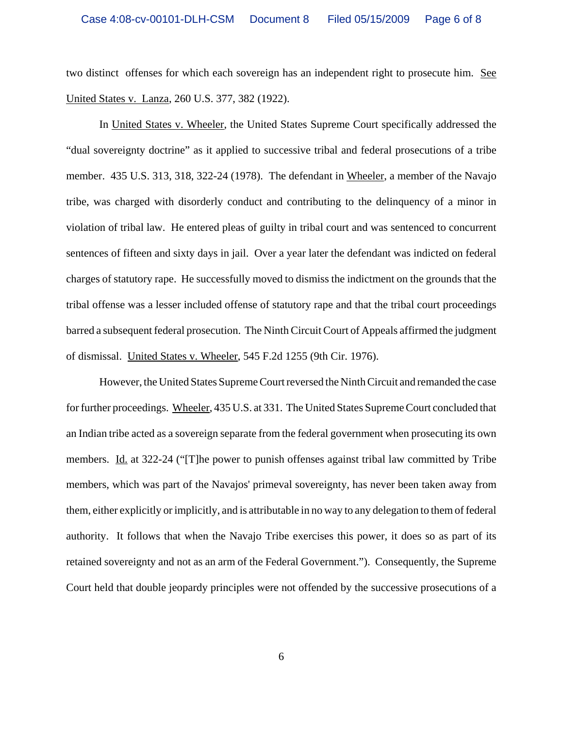two distinct offenses for which each sovereign has an independent right to prosecute him. See United States v. Lanza, 260 U.S. 377, 382 (1922).

In United States v. Wheeler, the United States Supreme Court specifically addressed the "dual sovereignty doctrine" as it applied to successive tribal and federal prosecutions of a tribe member. 435 U.S. 313, 318, 322-24 (1978). The defendant in Wheeler, a member of the Navajo tribe, was charged with disorderly conduct and contributing to the delinquency of a minor in violation of tribal law. He entered pleas of guilty in tribal court and was sentenced to concurrent sentences of fifteen and sixty days in jail. Over a year later the defendant was indicted on federal charges of statutory rape. He successfully moved to dismiss the indictment on the grounds that the tribal offense was a lesser included offense of statutory rape and that the tribal court proceedings barred a subsequent federal prosecution. The Ninth Circuit Court of Appeals affirmed the judgment of dismissal. United States v. Wheeler, 545 F.2d 1255 (9th Cir. 1976).

However, the United States Supreme Court reversed the Ninth Circuit and remanded the case for further proceedings. Wheeler, 435 U.S. at 331. The United States Supreme Court concluded that an Indian tribe acted as a sovereign separate from the federal government when prosecuting its own members. Id. at 322-24 ("[T]he power to punish offenses against tribal law committed by Tribe members, which was part of the Navajos' primeval sovereignty, has never been taken away from them, either explicitly or implicitly, and is attributable in no way to any delegation to them of federal authority. It follows that when the Navajo Tribe exercises this power, it does so as part of its retained sovereignty and not as an arm of the Federal Government."). Consequently, the Supreme Court held that double jeopardy principles were not offended by the successive prosecutions of a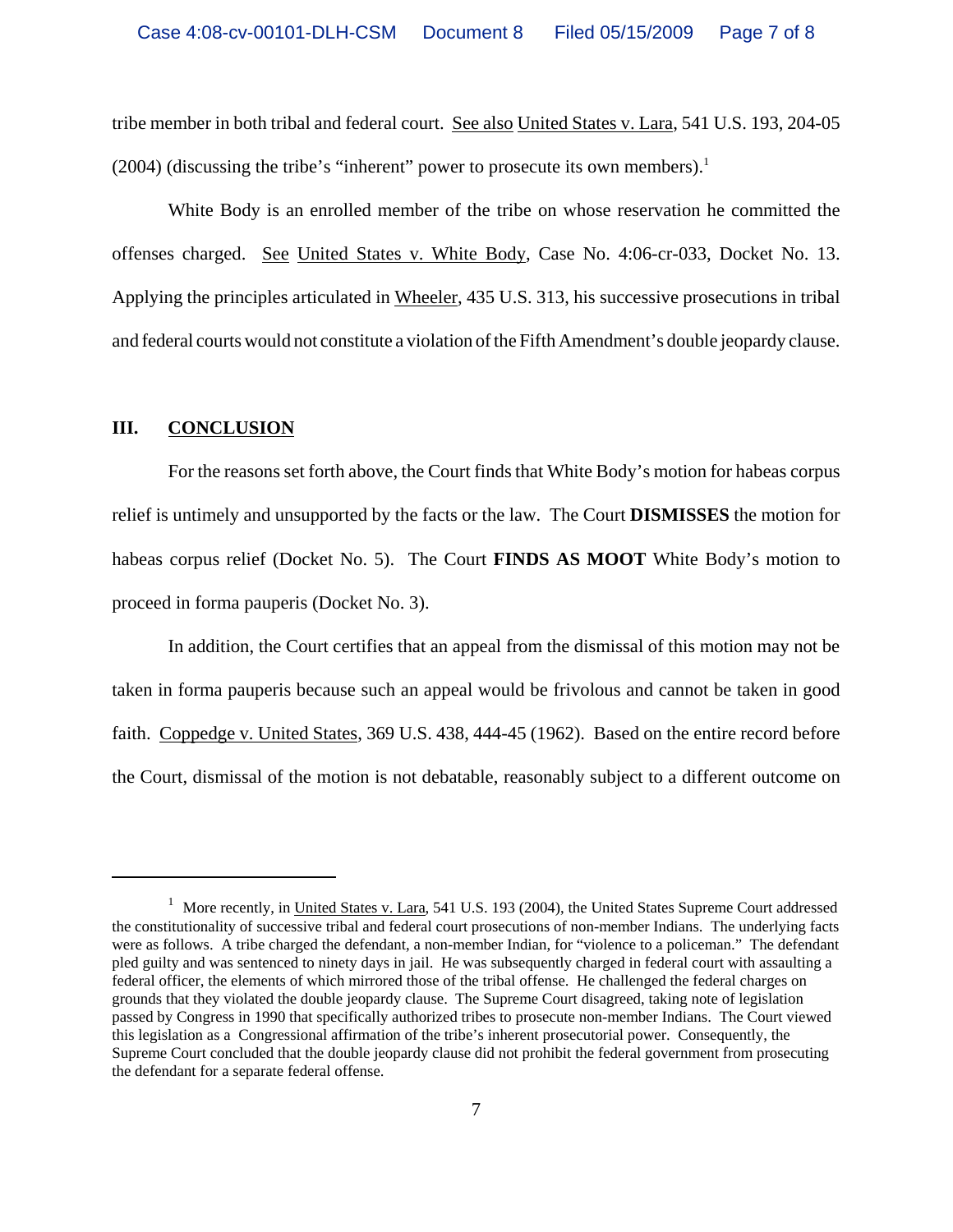tribe member in both tribal and federal court. See also United States v. Lara, 541 U.S. 193, 204-05 (2004) (discussing the tribe's "inherent" power to prosecute its own members).[1]

White Body is an enrolled member of the tribe on whose reservation he committed the offenses charged. See United States v. White Body, Case No. 4:06-cr-033, Docket No. 13. Applying the principles articulated in Wheeler, 435 U.S. 313, his successive prosecutions in tribal and federal courts would not constitute a violation of the Fifth Amendment's double jeopardy clause.

## III. CONCLUSION

For the reasons set forth above, the Court finds that White Body's motion for habeas corpus relief is untimely and unsupported by the facts or the law. The Court **DISMISSES** the motion for habeas corpus relief (Docket No. 5). The Court **FINDS AS MOOT** White Body's motion to proceed in forma pauperis (Docket No. 3).

In addition, the Court certifies that an appeal from the dismissal of this motion may not be taken in forma pauperis because such an appeal would be frivolous and cannot be taken in good faith. Coppedge v. United States, 369 U.S. 438, 444-45 (1962). Based on the entire record before the Court, dismissal of the motion is not debatable, reasonably subject to a different outcome on

---

[1] More recently, in United States v. Lara, 541 U.S. 193 (2004), the United States Supreme Court addressed the constitutionality of successive tribal and federal court prosecutions of non-member Indians. The underlying facts were as follows. A tribe charged the defendant, a non-member Indian, for "violence to a policeman." The defendant pled guilty and was sentenced to ninety days in jail. He was subsequently charged in federal court with assaulting a federal officer, the elements of which mirrored those of the tribal offense. He challenged the federal charges on grounds that they violated the double jeopardy clause. The Supreme Court disagreed, taking note of legislation passed by Congress in 1990 that specifically authorized tribes to prosecute non-member Indians. The Court viewed this legislation as a Congressional affirmation of the tribe's inherent prosecutorial power. Consequently, the Supreme Court concluded that the double jeopardy clause did not prohibit the federal government from prosecuting the defendant for a separate federal offense.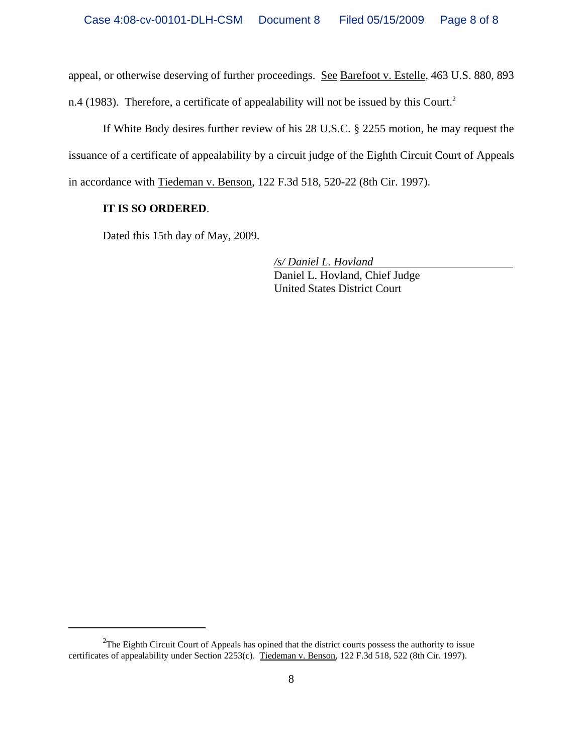appeal, or otherwise deserving of further proceedings. See Barefoot v. Estelle, 463 U.S. 880, 893 n.4 (1983). Therefore, a certificate of appealability will not be issued by this Court.[2]

If White Body desires further review of his 28 U.S.C. § 2255 motion, he may request the issuance of a certificate of appealability by a circuit judge of the Eighth Circuit Court of Appeals in accordance with Tiedeman v. Benson, 122 F.3d 518, 520-22 (8th Cir. 1997).

**IT IS SO ORDERED**.

Dated this 15th day of May, 2009.

*/s/ Daniel L. Hovland*
Daniel L. Hovland, Chief Judge
United States District Court

---

[2] The Eighth Circuit Court of Appeals has opined that the district courts possess the authority to issue certificates of appealability under Section 2253(c). Tiedeman v. Benson, 122 F.3d 518, 522 (8th Cir. 1997).